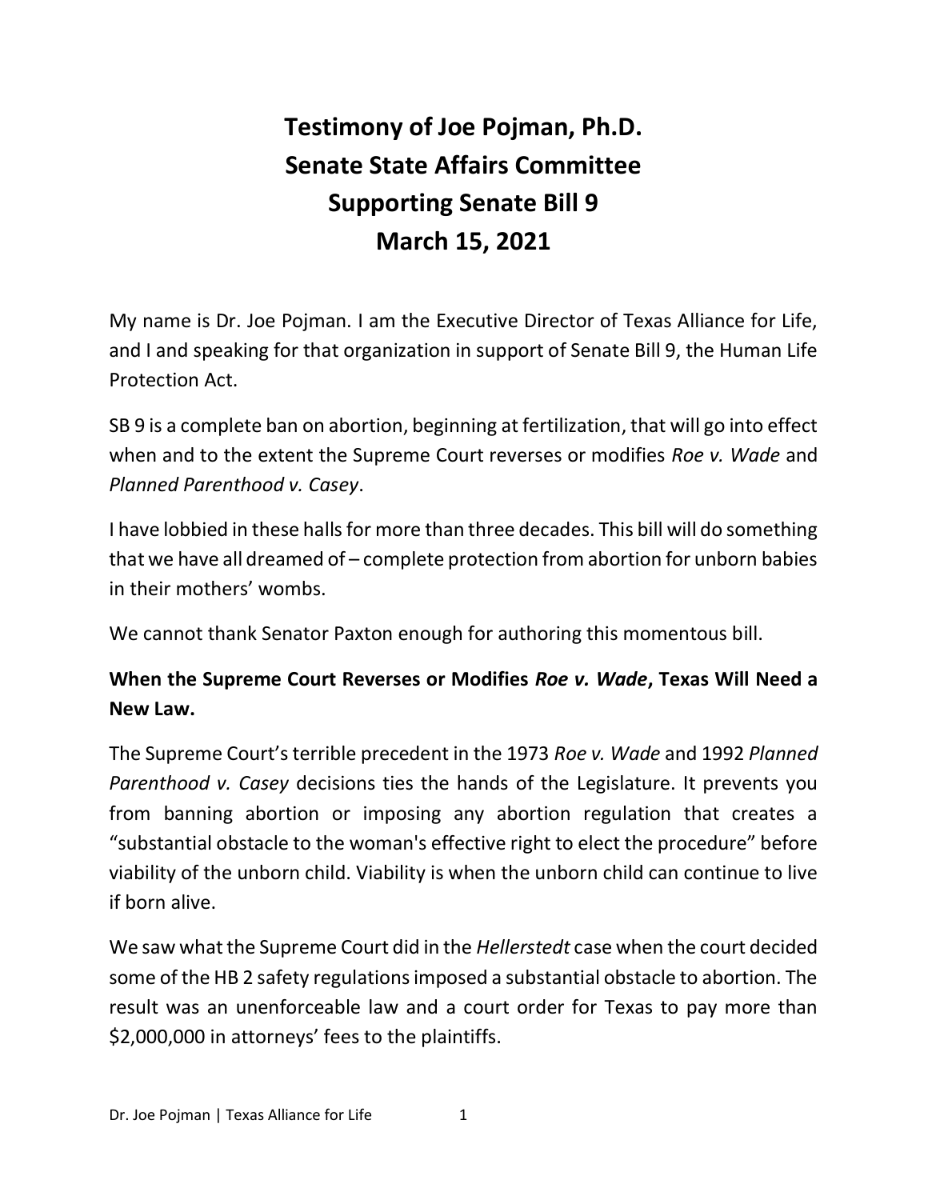# Testimony of Joe Pojman, Ph.D.
# Senate State Affairs Committee
# Supporting Senate Bill 9
# March 15, 2021

My name is Dr. Joe Pojman. I am the Executive Director of Texas Alliance for Life, and I and speaking for that organization in support of Senate Bill 9, the Human Life Protection Act.

SB 9 is a complete ban on abortion, beginning at fertilization, that will go into effect when and to the extent the Supreme Court reverses or modifies *Roe v. Wade* and *Planned Parenthood v. Casey*.

I have lobbied in these halls for more than three decades. This bill will do something that we have all dreamed of – complete protection from abortion for unborn babies in their mothers' wombs.

We cannot thank Senator Paxton enough for authoring this momentous bill.

**When the Supreme Court Reverses or Modifies *Roe v. Wade*, Texas Will Need a New Law.**

The Supreme Court's terrible precedent in the 1973 *Roe v. Wade* and 1992 *Planned Parenthood v. Casey* decisions ties the hands of the Legislature. It prevents you from banning abortion or imposing any abortion regulation that creates a "substantial obstacle to the woman's effective right to elect the procedure" before viability of the unborn child. Viability is when the unborn child can continue to live if born alive.

We saw what the Supreme Court did in the *Hellerstedt* case when the court decided some of the HB 2 safety regulations imposed a substantial obstacle to abortion. The result was an unenforceable law and a court order for Texas to pay more than $2,000,000 in attorneys' fees to the plaintiffs.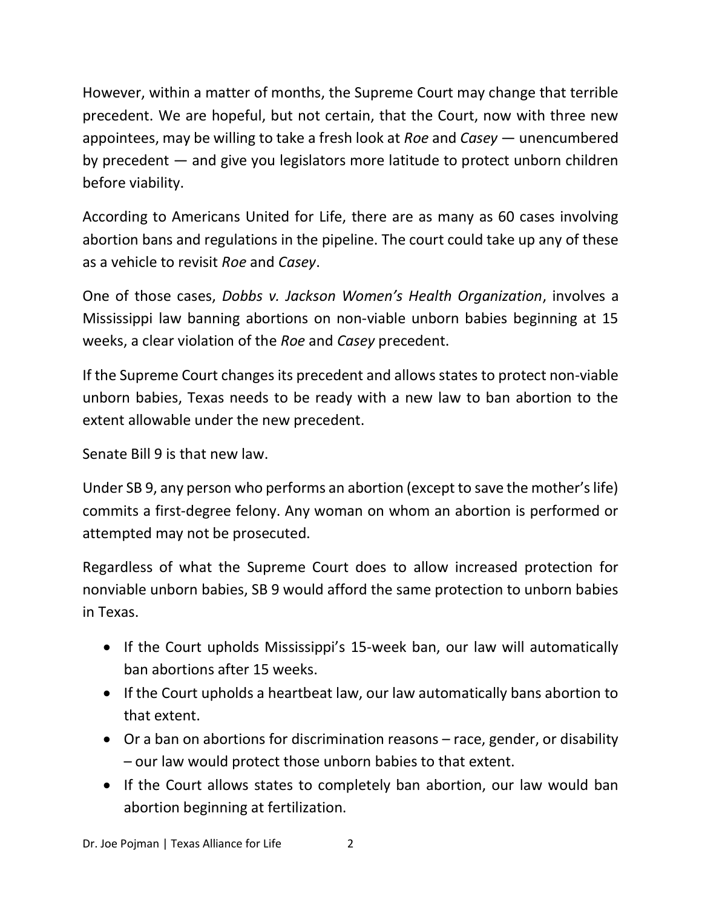However, within a matter of months, the Supreme Court may change that terrible precedent. We are hopeful, but not certain, that the Court, now with three new appointees, may be willing to take a fresh look at *Roe* and *Casey* — unencumbered by precedent — and give you legislators more latitude to protect unborn children before viability.

According to Americans United for Life, there are as many as 60 cases involving abortion bans and regulations in the pipeline. The court could take up any of these as a vehicle to revisit *Roe* and *Casey*.

One of those cases, *Dobbs v. Jackson Women's Health Organization*, involves a Mississippi law banning abortions on non-viable unborn babies beginning at 15 weeks, a clear violation of the *Roe* and *Casey* precedent.

If the Supreme Court changes its precedent and allows states to protect non-viable unborn babies, Texas needs to be ready with a new law to ban abortion to the extent allowable under the new precedent.

Senate Bill 9 is that new law.

Under SB 9, any person who performs an abortion (except to save the mother's life) commits a first-degree felony. Any woman on whom an abortion is performed or attempted may not be prosecuted.

Regardless of what the Supreme Court does to allow increased protection for nonviable unborn babies, SB 9 would afford the same protection to unborn babies in Texas.

- If the Court upholds Mississippi's 15-week ban, our law will automatically ban abortions after 15 weeks.
- If the Court upholds a heartbeat law, our law automatically bans abortion to that extent.
- Or a ban on abortions for discrimination reasons – race, gender, or disability – our law would protect those unborn babies to that extent.
- If the Court allows states to completely ban abortion, our law would ban abortion beginning at fertilization.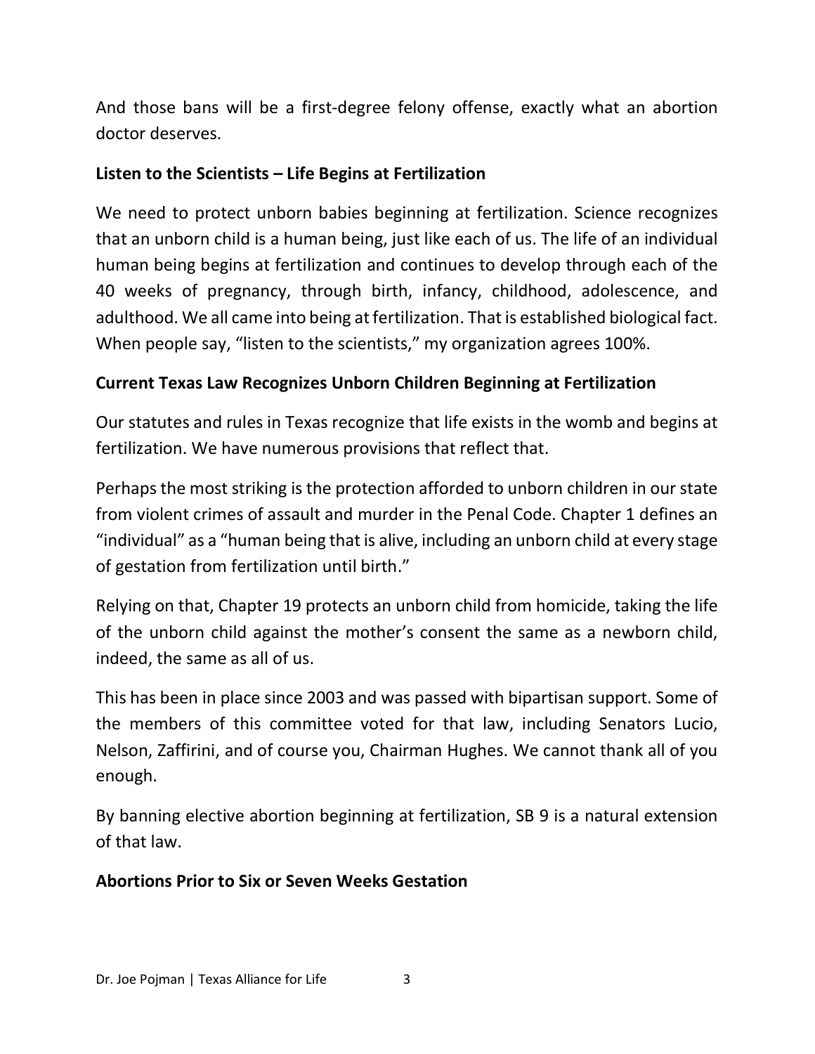And those bans will be a first-degree felony offense, exactly what an abortion doctor deserves.

**Listen to the Scientists – Life Begins at Fertilization**

We need to protect unborn babies beginning at fertilization. Science recognizes that an unborn child is a human being, just like each of us. The life of an individual human being begins at fertilization and continues to develop through each of the 40 weeks of pregnancy, through birth, infancy, childhood, adolescence, and adulthood. We all came into being at fertilization. That is established biological fact. When people say, "listen to the scientists," my organization agrees 100%.

**Current Texas Law Recognizes Unborn Children Beginning at Fertilization**

Our statutes and rules in Texas recognize that life exists in the womb and begins at fertilization. We have numerous provisions that reflect that.

Perhaps the most striking is the protection afforded to unborn children in our state from violent crimes of assault and murder in the Penal Code. Chapter 1 defines an "individual" as a "human being that is alive, including an unborn child at every stage of gestation from fertilization until birth."

Relying on that, Chapter 19 protects an unborn child from homicide, taking the life of the unborn child against the mother's consent the same as a newborn child, indeed, the same as all of us.

This has been in place since 2003 and was passed with bipartisan support. Some of the members of this committee voted for that law, including Senators Lucio, Nelson, Zaffirini, and of course you, Chairman Hughes. We cannot thank all of you enough.

By banning elective abortion beginning at fertilization, SB 9 is a natural extension of that law.

**Abortions Prior to Six or Seven Weeks Gestation**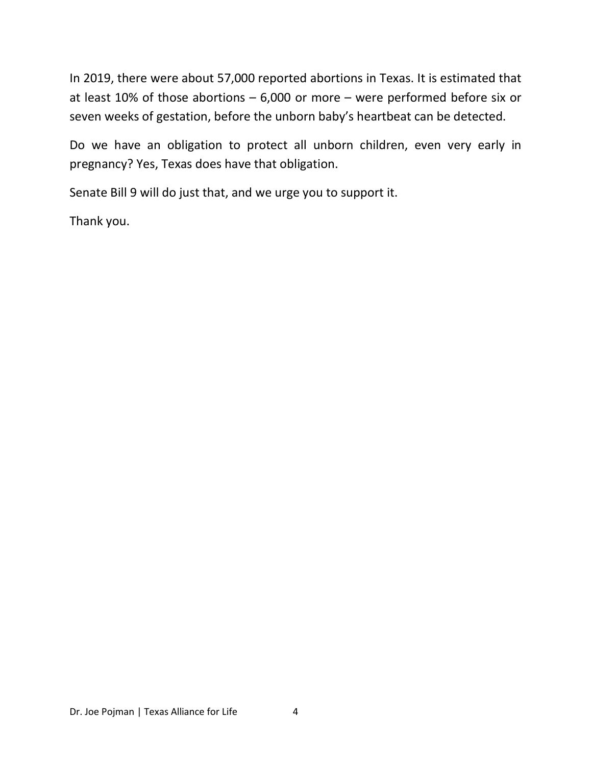In 2019, there were about 57,000 reported abortions in Texas. It is estimated that at least 10% of those abortions – 6,000 or more – were performed before six or seven weeks of gestation, before the unborn baby's heartbeat can be detected.

Do we have an obligation to protect all unborn children, even very early in pregnancy? Yes, Texas does have that obligation.

Senate Bill 9 will do just that, and we urge you to support it.

Thank you.